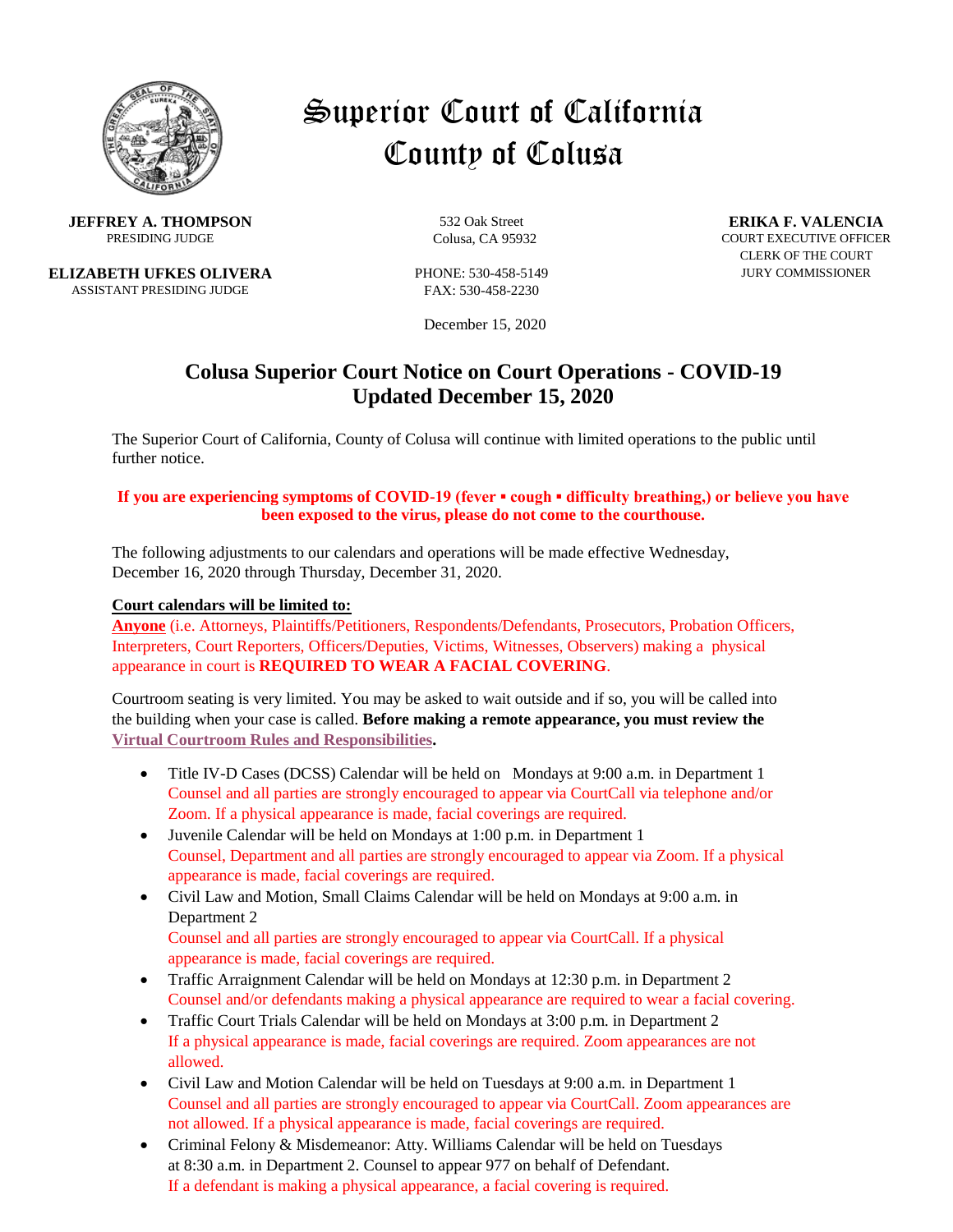# Superior Court of California
# County of Colusa

**JEFFREY A. THOMPSON**
PRESIDING JUDGE

**ELIZABETH UFKES OLIVERA**
ASSISTANT PRESIDING JUDGE

532 Oak Street
Colusa, CA 95932

PHONE: 530-458-5149
FAX: 530-458-2230

**ERIKA F. VALENCIA**
COURT EXECUTIVE OFFICER
CLERK OF THE COURT
JURY COMMISSIONER

December 15, 2020

## Colusa Superior Court Notice on Court Operations - COVID-19
## Updated December 15, 2020

The Superior Court of California, County of Colusa will continue with limited operations to the public until further notice.

**If you are experiencing symptoms of COVID-19 (fever ▪ cough ▪ difficulty breathing,) or believe you have been exposed to the virus, please do not come to the courthouse.**

The following adjustments to our calendars and operations will be made effective Wednesday, December 16, 2020 through Thursday, December 31, 2020.

**Court calendars will be limited to:**

**Anyone** (i.e. Attorneys, Plaintiffs/Petitioners, Respondents/Defendants, Prosecutors, Probation Officers, Interpreters, Court Reporters, Officers/Deputies, Victims, Witnesses, Observers) making a physical appearance in court is **REQUIRED TO WEAR A FACIAL COVERING**.

Courtroom seating is very limited. You may be asked to wait outside and if so, you will be called into the building when your case is called. **Before making a remote appearance, you must review the Virtual Courtroom Rules and Responsibilities.**

- Title IV-D Cases (DCSS) Calendar will be held on Mondays at 9:00 a.m. in Department 1
  Counsel and all parties are strongly encouraged to appear via CourtCall via telephone and/or Zoom. If a physical appearance is made, facial coverings are required.
- Juvenile Calendar will be held on Mondays at 1:00 p.m. in Department 1
  Counsel, Department and all parties are strongly encouraged to appear via Zoom. If a physical appearance is made, facial coverings are required.
- Civil Law and Motion, Small Claims Calendar will be held on Mondays at 9:00 a.m. in Department 2
  Counsel and all parties are strongly encouraged to appear via CourtCall. If a physical appearance is made, facial coverings are required.
- Traffic Arraignment Calendar will be held on Mondays at 12:30 p.m. in Department 2
  Counsel and/or defendants making a physical appearance are required to wear a facial covering.
- Traffic Court Trials Calendar will be held on Mondays at 3:00 p.m. in Department 2
  If a physical appearance is made, facial coverings are required. Zoom appearances are not allowed.
- Civil Law and Motion Calendar will be held on Tuesdays at 9:00 a.m. in Department 1
  Counsel and all parties are strongly encouraged to appear via CourtCall. Zoom appearances are not allowed. If a physical appearance is made, facial coverings are required.
- Criminal Felony & Misdemeanor: Atty. Williams Calendar will be held on Tuesdays at 8:30 a.m. in Department 2. Counsel to appear 977 on behalf of Defendant.
  If a defendant is making a physical appearance, a facial covering is required.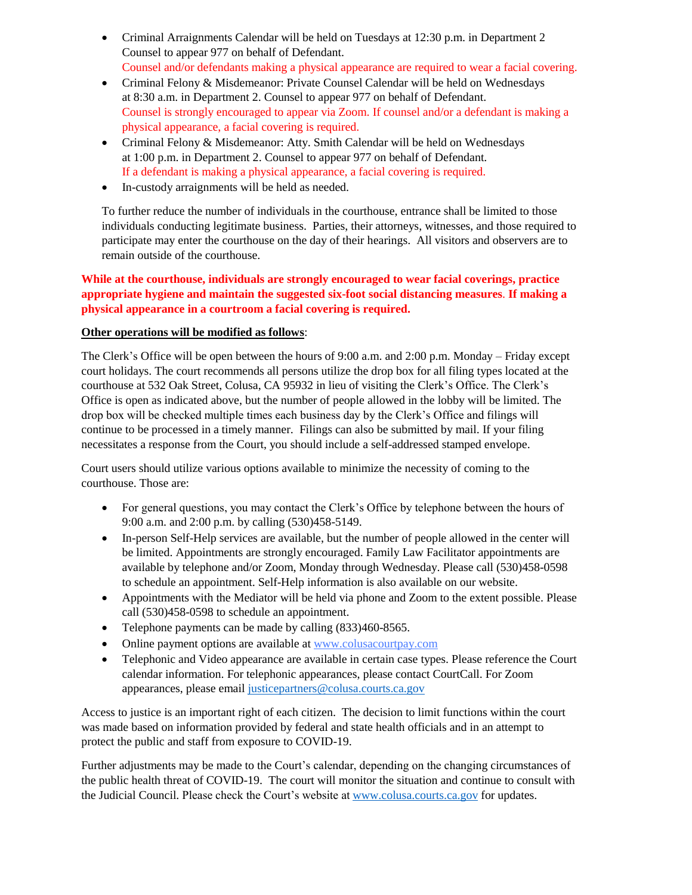- Criminal Arraignments Calendar will be held on Tuesdays at 12:30 p.m. in Department 2 Counsel to appear 977 on behalf of Defendant.
  Counsel and/or defendants making a physical appearance are required to wear a facial covering.
- Criminal Felony & Misdemeanor: Private Counsel Calendar will be held on Wednesdays at 8:30 a.m. in Department 2. Counsel to appear 977 on behalf of Defendant.
  Counsel is strongly encouraged to appear via Zoom. If counsel and/or a defendant is making a physical appearance, a facial covering is required.
- Criminal Felony & Misdemeanor: Atty. Smith Calendar will be held on Wednesdays at 1:00 p.m. in Department 2. Counsel to appear 977 on behalf of Defendant.
  If a defendant is making a physical appearance, a facial covering is required.
- In-custody arraignments will be held as needed.

To further reduce the number of individuals in the courthouse, entrance shall be limited to those individuals conducting legitimate business. Parties, their attorneys, witnesses, and those required to participate may enter the courthouse on the day of their hearings. All visitors and observers are to remain outside of the courthouse.

**While at the courthouse, individuals are strongly encouraged to wear facial coverings, practice appropriate hygiene and maintain the suggested six-foot social distancing measures. If making a physical appearance in a courtroom a facial covering is required.**

**Other operations will be modified as follows**:

The Clerk's Office will be open between the hours of 9:00 a.m. and 2:00 p.m. Monday – Friday except court holidays. The court recommends all persons utilize the drop box for all filing types located at the courthouse at 532 Oak Street, Colusa, CA 95932 in lieu of visiting the Clerk's Office. The Clerk's Office is open as indicated above, but the number of people allowed in the lobby will be limited. The drop box will be checked multiple times each business day by the Clerk's Office and filings will continue to be processed in a timely manner. Filings can also be submitted by mail. If your filing necessitates a response from the Court, you should include a self-addressed stamped envelope.

Court users should utilize various options available to minimize the necessity of coming to the courthouse. Those are:

- For general questions, you may contact the Clerk's Office by telephone between the hours of 9:00 a.m. and 2:00 p.m. by calling (530)458-5149.
- In-person Self-Help services are available, but the number of people allowed in the center will be limited. Appointments are strongly encouraged. Family Law Facilitator appointments are available by telephone and/or Zoom, Monday through Wednesday. Please call (530)458-0598 to schedule an appointment. Self-Help information is also available on our website.
- Appointments with the Mediator will be held via phone and Zoom to the extent possible. Please call (530)458-0598 to schedule an appointment.
- Telephone payments can be made by calling (833)460-8565.
- Online payment options are available at www.colusacourtpay.com
- Telephonic and Video appearance are available in certain case types. Please reference the Court calendar information. For telephonic appearances, please contact CourtCall. For Zoom appearances, please email justicepartners@colusa.courts.ca.gov

Access to justice is an important right of each citizen. The decision to limit functions within the court was made based on information provided by federal and state health officials and in an attempt to protect the public and staff from exposure to COVID-19.

Further adjustments may be made to the Court's calendar, depending on the changing circumstances of the public health threat of COVID-19. The court will monitor the situation and continue to consult with the Judicial Council. Please check the Court's website at www.colusa.courts.ca.gov for updates.